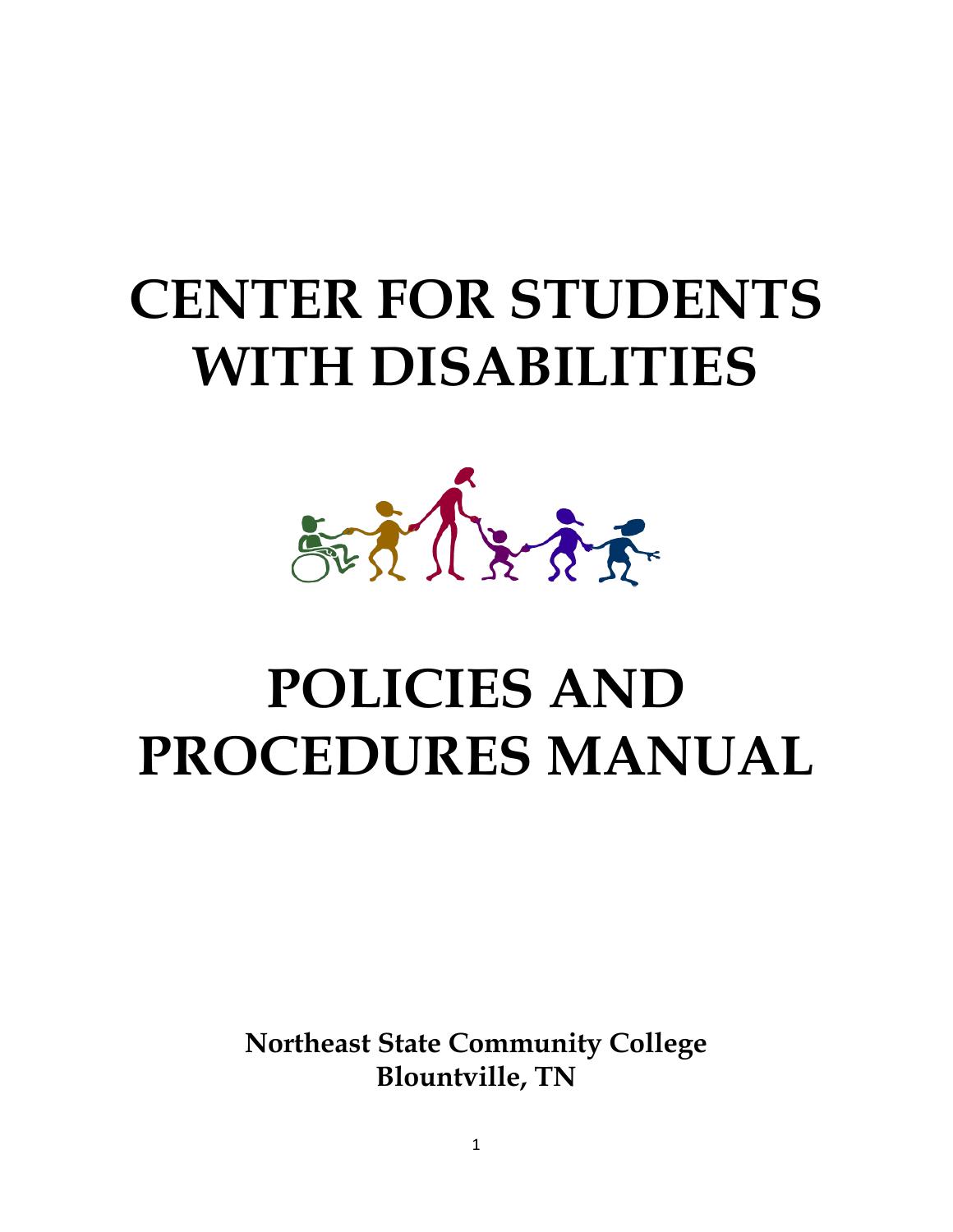# CENTER FOR STUDENTS WITH DISABILITIES

# POLICIES AND PROCEDURES MANUAL

**Northeast State Community College**
**Blountville, TN**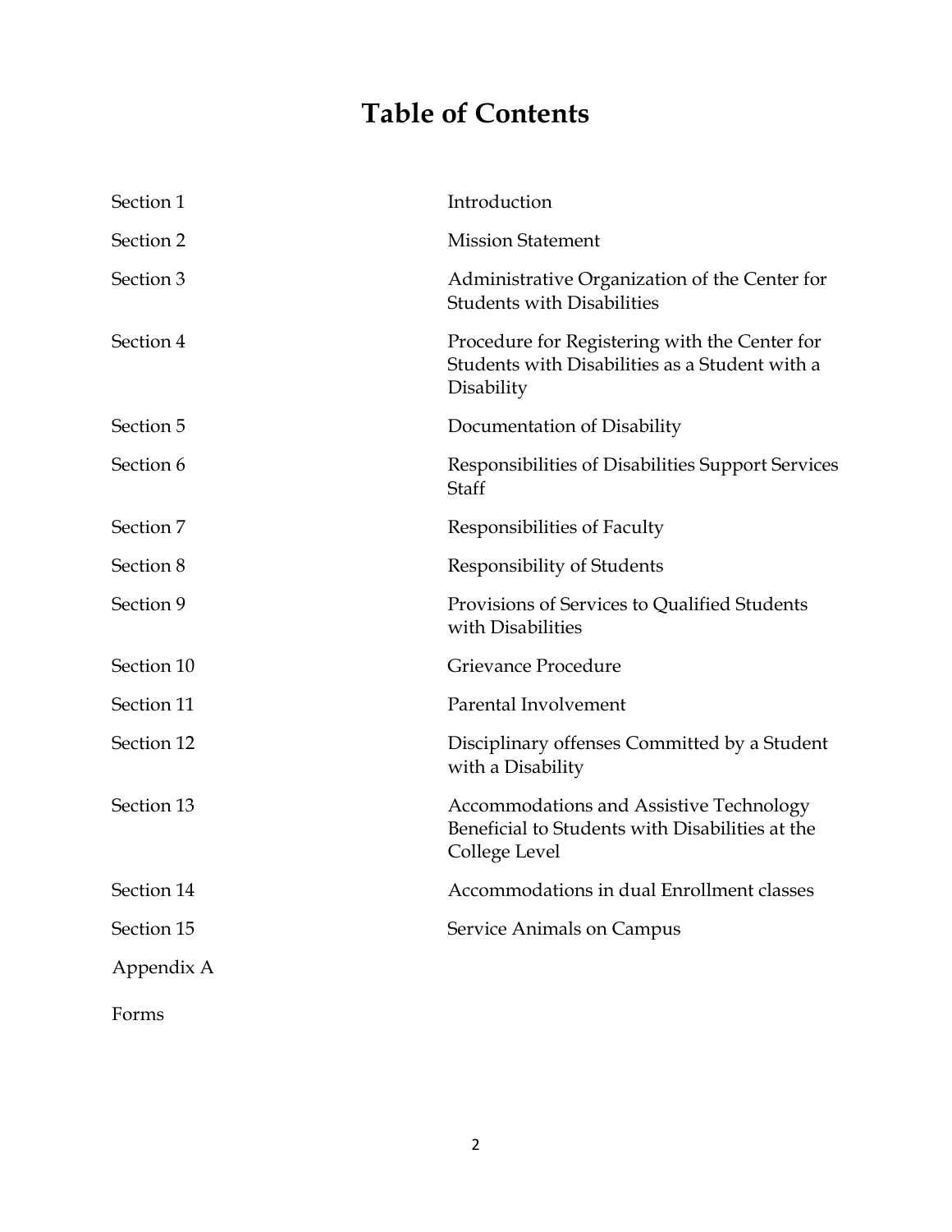# Table of Contents

| | |
|---|---|
| Section 1 | Introduction |
| Section 2 | Mission Statement |
| Section 3 | Administrative Organization of the Center for Students with Disabilities |
| Section 4 | Procedure for Registering with the Center for Students with Disabilities as a Student with a Disability |
| Section 5 | Documentation of Disability |
| Section 6 | Responsibilities of Disabilities Support Services Staff |
| Section 7 | Responsibilities of Faculty |
| Section 8 | Responsibility of Students |
| Section 9 | Provisions of Services to Qualified Students with Disabilities |
| Section 10 | Grievance Procedure |
| Section 11 | Parental Involvement |
| Section 12 | Disciplinary offenses Committed by a Student with a Disability |
| Section 13 | Accommodations and Assistive Technology Beneficial to Students with Disabilities at the College Level |
| Section 14 | Accommodations in dual Enrollment classes |
| Section 15 | Service Animals on Campus |
| Appendix A | |
| Forms | |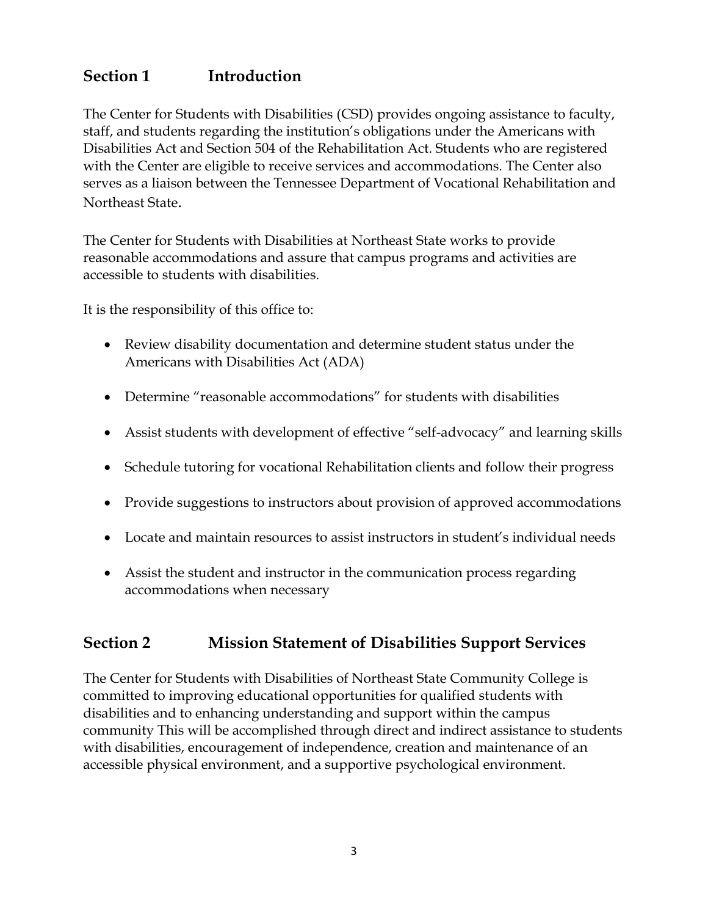## Section 1 Introduction

The Center for Students with Disabilities (CSD) provides ongoing assistance to faculty, staff, and students regarding the institution's obligations under the Americans with Disabilities Act and Section 504 of the Rehabilitation Act. Students who are registered with the Center are eligible to receive services and accommodations. The Center also serves as a liaison between the Tennessee Department of Vocational Rehabilitation and Northeast State.

The Center for Students with Disabilities at Northeast State works to provide reasonable accommodations and assure that campus programs and activities are accessible to students with disabilities.

It is the responsibility of this office to:

- Review disability documentation and determine student status under the Americans with Disabilities Act (ADA)
- Determine "reasonable accommodations" for students with disabilities
- Assist students with development of effective "self-advocacy" and learning skills
- Schedule tutoring for vocational Rehabilitation clients and follow their progress
- Provide suggestions to instructors about provision of approved accommodations
- Locate and maintain resources to assist instructors in student's individual needs
- Assist the student and instructor in the communication process regarding accommodations when necessary

## Section 2 Mission Statement of Disabilities Support Services

The Center for Students with Disabilities of Northeast State Community College is committed to improving educational opportunities for qualified students with disabilities and to enhancing understanding and support within the campus community This will be accomplished through direct and indirect assistance to students with disabilities, encouragement of independence, creation and maintenance of an accessible physical environment, and a supportive psychological environment.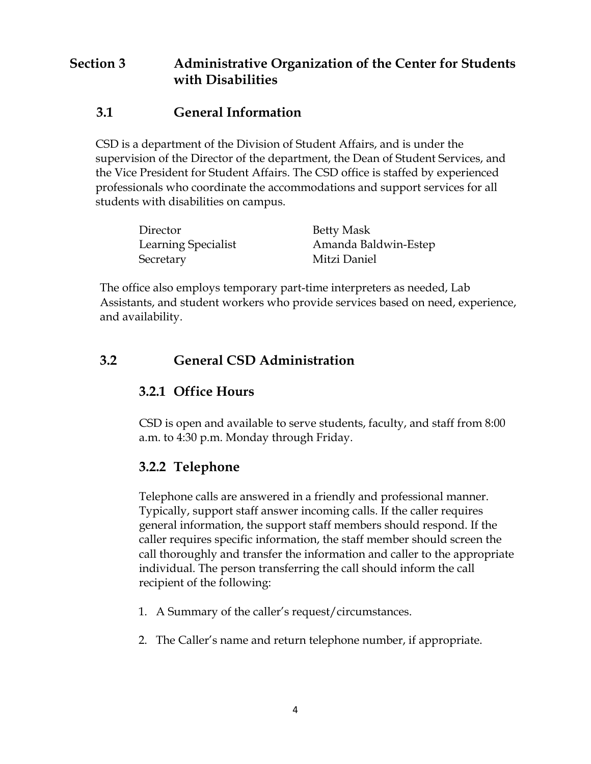# Section 3 Administrative Organization of the Center for Students with Disabilities

## 3.1 General Information

CSD is a department of the Division of Student Affairs, and is under the supervision of the Director of the department, the Dean of Student Services, and the Vice President for Student Affairs. The CSD office is staffed by experienced professionals who coordinate the accommodations and support services for all students with disabilities on campus.

| | |
|---|---|
| Director | Betty Mask |
| Learning Specialist | Amanda Baldwin-Estep |
| Secretary | Mitzi Daniel |

The office also employs temporary part-time interpreters as needed, Lab Assistants, and student workers who provide services based on need, experience, and availability.

## 3.2 General CSD Administration

### 3.2.1 Office Hours

CSD is open and available to serve students, faculty, and staff from 8:00 a.m. to 4:30 p.m. Monday through Friday.

### 3.2.2 Telephone

Telephone calls are answered in a friendly and professional manner. Typically, support staff answer incoming calls. If the caller requires general information, the support staff members should respond. If the caller requires specific information, the staff member should screen the call thoroughly and transfer the information and caller to the appropriate individual. The person transferring the call should inform the call recipient of the following:

1. A Summary of the caller's request/circumstances.
2. The Caller's name and return telephone number, if appropriate.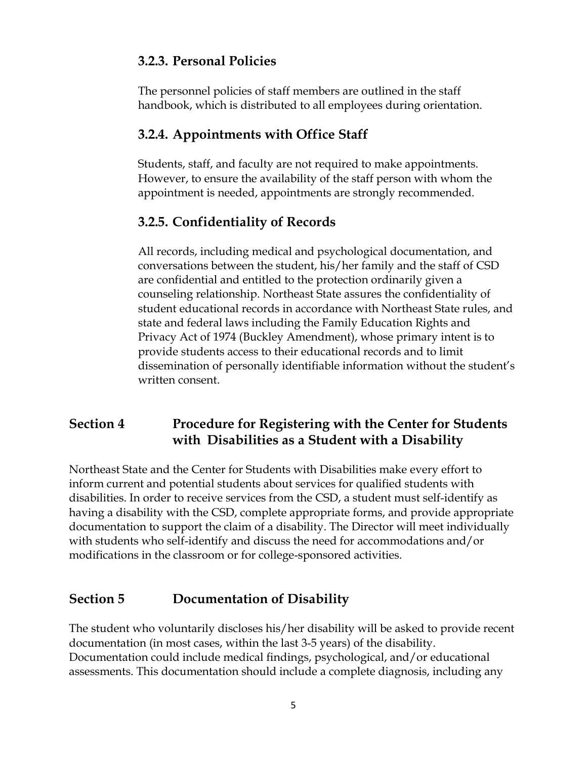### 3.2.3. Personal Policies

The personnel policies of staff members are outlined in the staff handbook, which is distributed to all employees during orientation.

### 3.2.4. Appointments with Office Staff

Students, staff, and faculty are not required to make appointments. However, to ensure the availability of the staff person with whom the appointment is needed, appointments are strongly recommended.

### 3.2.5. Confidentiality of Records

All records, including medical and psychological documentation, and conversations between the student, his/her family and the staff of CSD are confidential and entitled to the protection ordinarily given a counseling relationship. Northeast State assures the confidentiality of student educational records in accordance with Northeast State rules, and state and federal laws including the Family Education Rights and Privacy Act of 1974 (Buckley Amendment), whose primary intent is to provide students access to their educational records and to limit dissemination of personally identifiable information without the student's written consent.

## Section 4 Procedure for Registering with the Center for Students with Disabilities as a Student with a Disability

Northeast State and the Center for Students with Disabilities make every effort to inform current and potential students about services for qualified students with disabilities. In order to receive services from the CSD, a student must self-identify as having a disability with the CSD, complete appropriate forms, and provide appropriate documentation to support the claim of a disability. The Director will meet individually with students who self-identify and discuss the need for accommodations and/or modifications in the classroom or for college-sponsored activities.

## Section 5 Documentation of Disability

The student who voluntarily discloses his/her disability will be asked to provide recent documentation (in most cases, within the last 3-5 years) of the disability. Documentation could include medical findings, psychological, and/or educational assessments. This documentation should include a complete diagnosis, including any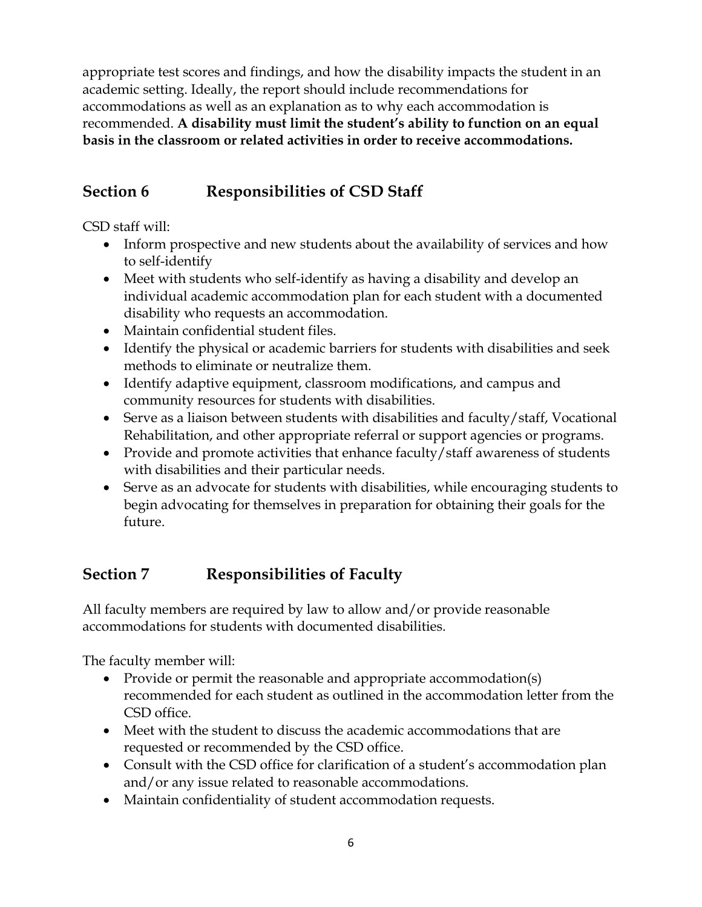appropriate test scores and findings, and how the disability impacts the student in an academic setting. Ideally, the report should include recommendations for accommodations as well as an explanation as to why each accommodation is recommended. **A disability must limit the student's ability to function on an equal basis in the classroom or related activities in order to receive accommodations.**

## Section 6 Responsibilities of CSD Staff

CSD staff will:

- Inform prospective and new students about the availability of services and how to self-identify
- Meet with students who self-identify as having a disability and develop an individual academic accommodation plan for each student with a documented disability who requests an accommodation.
- Maintain confidential student files.
- Identify the physical or academic barriers for students with disabilities and seek methods to eliminate or neutralize them.
- Identify adaptive equipment, classroom modifications, and campus and community resources for students with disabilities.
- Serve as a liaison between students with disabilities and faculty/staff, Vocational Rehabilitation, and other appropriate referral or support agencies or programs.
- Provide and promote activities that enhance faculty/staff awareness of students with disabilities and their particular needs.
- Serve as an advocate for students with disabilities, while encouraging students to begin advocating for themselves in preparation for obtaining their goals for the future.

## Section 7 Responsibilities of Faculty

All faculty members are required by law to allow and/or provide reasonable accommodations for students with documented disabilities.

The faculty member will:

- Provide or permit the reasonable and appropriate accommodation(s) recommended for each student as outlined in the accommodation letter from the CSD office.
- Meet with the student to discuss the academic accommodations that are requested or recommended by the CSD office.
- Consult with the CSD office for clarification of a student's accommodation plan and/or any issue related to reasonable accommodations.
- Maintain confidentiality of student accommodation requests.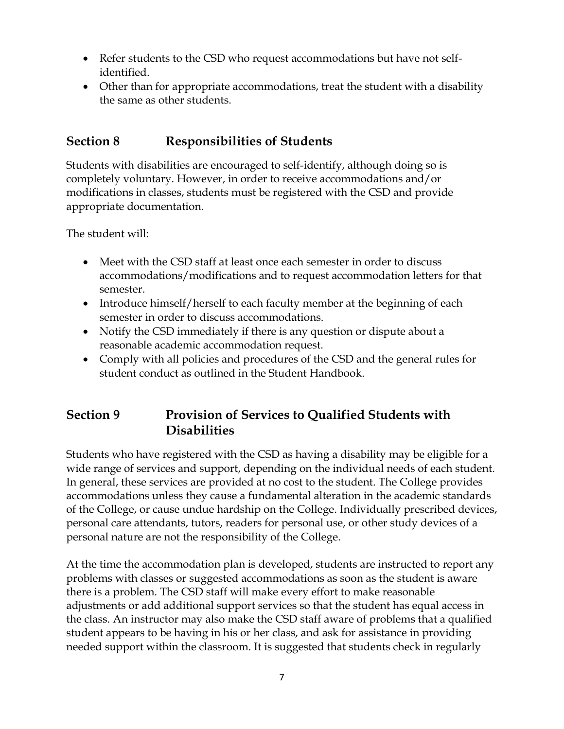- Refer students to the CSD who request accommodations but have not self-identified.
- Other than for appropriate accommodations, treat the student with a disability the same as other students.

## Section 8 Responsibilities of Students

Students with disabilities are encouraged to self-identify, although doing so is completely voluntary. However, in order to receive accommodations and/or modifications in classes, students must be registered with the CSD and provide appropriate documentation.

The student will:

- Meet with the CSD staff at least once each semester in order to discuss accommodations/modifications and to request accommodation letters for that semester.
- Introduce himself/herself to each faculty member at the beginning of each semester in order to discuss accommodations.
- Notify the CSD immediately if there is any question or dispute about a reasonable academic accommodation request.
- Comply with all policies and procedures of the CSD and the general rules for student conduct as outlined in the Student Handbook.

## Section 9 Provision of Services to Qualified Students with Disabilities

Students who have registered with the CSD as having a disability may be eligible for a wide range of services and support, depending on the individual needs of each student. In general, these services are provided at no cost to the student. The College provides accommodations unless they cause a fundamental alteration in the academic standards of the College, or cause undue hardship on the College. Individually prescribed devices, personal care attendants, tutors, readers for personal use, or other study devices of a personal nature are not the responsibility of the College.

At the time the accommodation plan is developed, students are instructed to report any problems with classes or suggested accommodations as soon as the student is aware there is a problem. The CSD staff will make every effort to make reasonable adjustments or add additional support services so that the student has equal access in the class. An instructor may also make the CSD staff aware of problems that a qualified student appears to be having in his or her class, and ask for assistance in providing needed support within the classroom. It is suggested that students check in regularly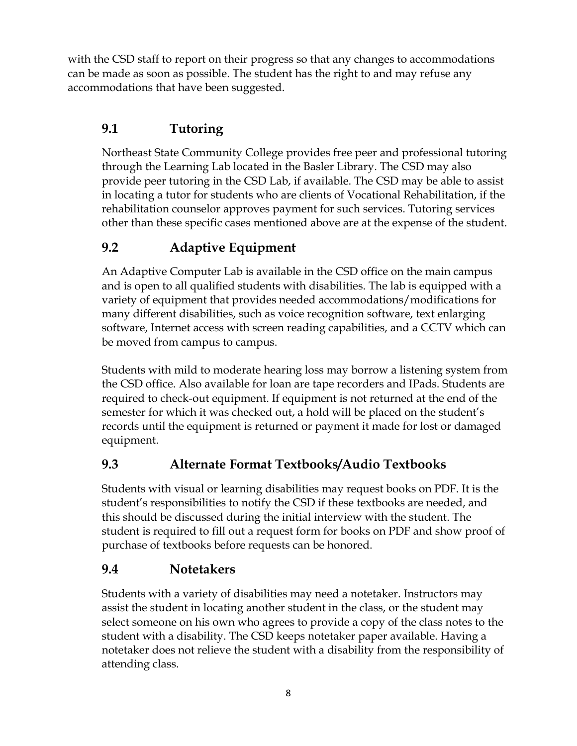with the CSD staff to report on their progress so that any changes to accommodations can be made as soon as possible. The student has the right to and may refuse any accommodations that have been suggested.

## 9.1 Tutoring

Northeast State Community College provides free peer and professional tutoring through the Learning Lab located in the Basler Library. The CSD may also provide peer tutoring in the CSD Lab, if available. The CSD may be able to assist in locating a tutor for students who are clients of Vocational Rehabilitation, if the rehabilitation counselor approves payment for such services. Tutoring services other than these specific cases mentioned above are at the expense of the student.

## 9.2 Adaptive Equipment

An Adaptive Computer Lab is available in the CSD office on the main campus and is open to all qualified students with disabilities. The lab is equipped with a variety of equipment that provides needed accommodations/modifications for many different disabilities, such as voice recognition software, text enlarging software, Internet access with screen reading capabilities, and a CCTV which can be moved from campus to campus.

Students with mild to moderate hearing loss may borrow a listening system from the CSD office. Also available for loan are tape recorders and IPads. Students are required to check-out equipment. If equipment is not returned at the end of the semester for which it was checked out, a hold will be placed on the student's records until the equipment is returned or payment it made for lost or damaged equipment.

## 9.3 Alternate Format Textbooks/Audio Textbooks

Students with visual or learning disabilities may request books on PDF. It is the student's responsibilities to notify the CSD if these textbooks are needed, and this should be discussed during the initial interview with the student. The student is required to fill out a request form for books on PDF and show proof of purchase of textbooks before requests can be honored.

## 9.4 Notetakers

Students with a variety of disabilities may need a notetaker. Instructors may assist the student in locating another student in the class, or the student may select someone on his own who agrees to provide a copy of the class notes to the student with a disability. The CSD keeps notetaker paper available. Having a notetaker does not relieve the student with a disability from the responsibility of attending class.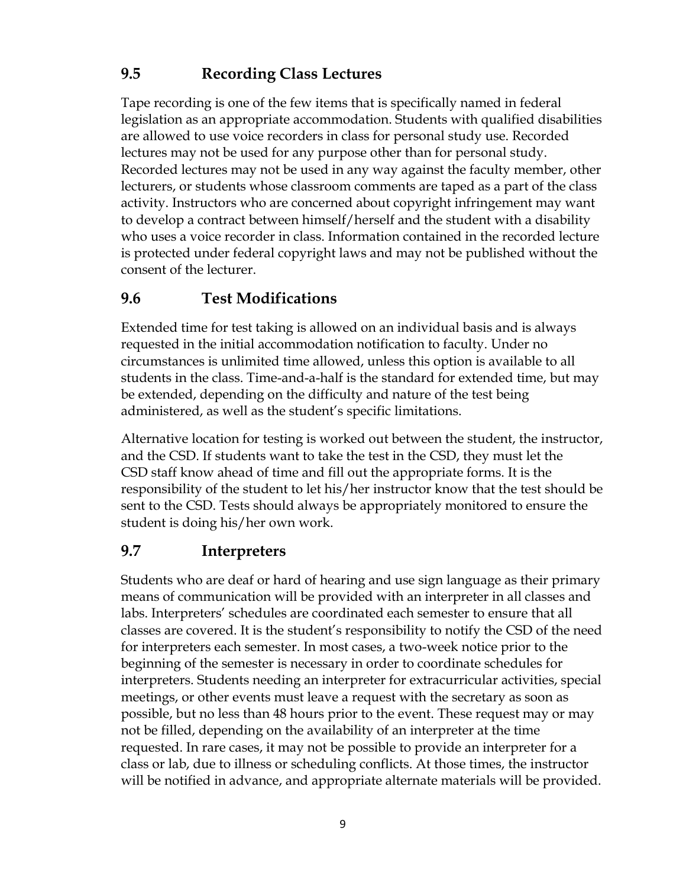## 9.5 Recording Class Lectures

Tape recording is one of the few items that is specifically named in federal legislation as an appropriate accommodation. Students with qualified disabilities are allowed to use voice recorders in class for personal study use. Recorded lectures may not be used for any purpose other than for personal study. Recorded lectures may not be used in any way against the faculty member, other lecturers, or students whose classroom comments are taped as a part of the class activity. Instructors who are concerned about copyright infringement may want to develop a contract between himself/herself and the student with a disability who uses a voice recorder in class. Information contained in the recorded lecture is protected under federal copyright laws and may not be published without the consent of the lecturer.

## 9.6 Test Modifications

Extended time for test taking is allowed on an individual basis and is always requested in the initial accommodation notification to faculty. Under no circumstances is unlimited time allowed, unless this option is available to all students in the class. Time-and-a-half is the standard for extended time, but may be extended, depending on the difficulty and nature of the test being administered, as well as the student's specific limitations.

Alternative location for testing is worked out between the student, the instructor, and the CSD. If students want to take the test in the CSD, they must let the CSD staff know ahead of time and fill out the appropriate forms. It is the responsibility of the student to let his/her instructor know that the test should be sent to the CSD. Tests should always be appropriately monitored to ensure the student is doing his/her own work.

## 9.7 Interpreters

Students who are deaf or hard of hearing and use sign language as their primary means of communication will be provided with an interpreter in all classes and labs. Interpreters' schedules are coordinated each semester to ensure that all classes are covered. It is the student's responsibility to notify the CSD of the need for interpreters each semester. In most cases, a two-week notice prior to the beginning of the semester is necessary in order to coordinate schedules for interpreters. Students needing an interpreter for extracurricular activities, special meetings, or other events must leave a request with the secretary as soon as possible, but no less than 48 hours prior to the event. These request may or may not be filled, depending on the availability of an interpreter at the time requested. In rare cases, it may not be possible to provide an interpreter for a class or lab, due to illness or scheduling conflicts. At those times, the instructor will be notified in advance, and appropriate alternate materials will be provided.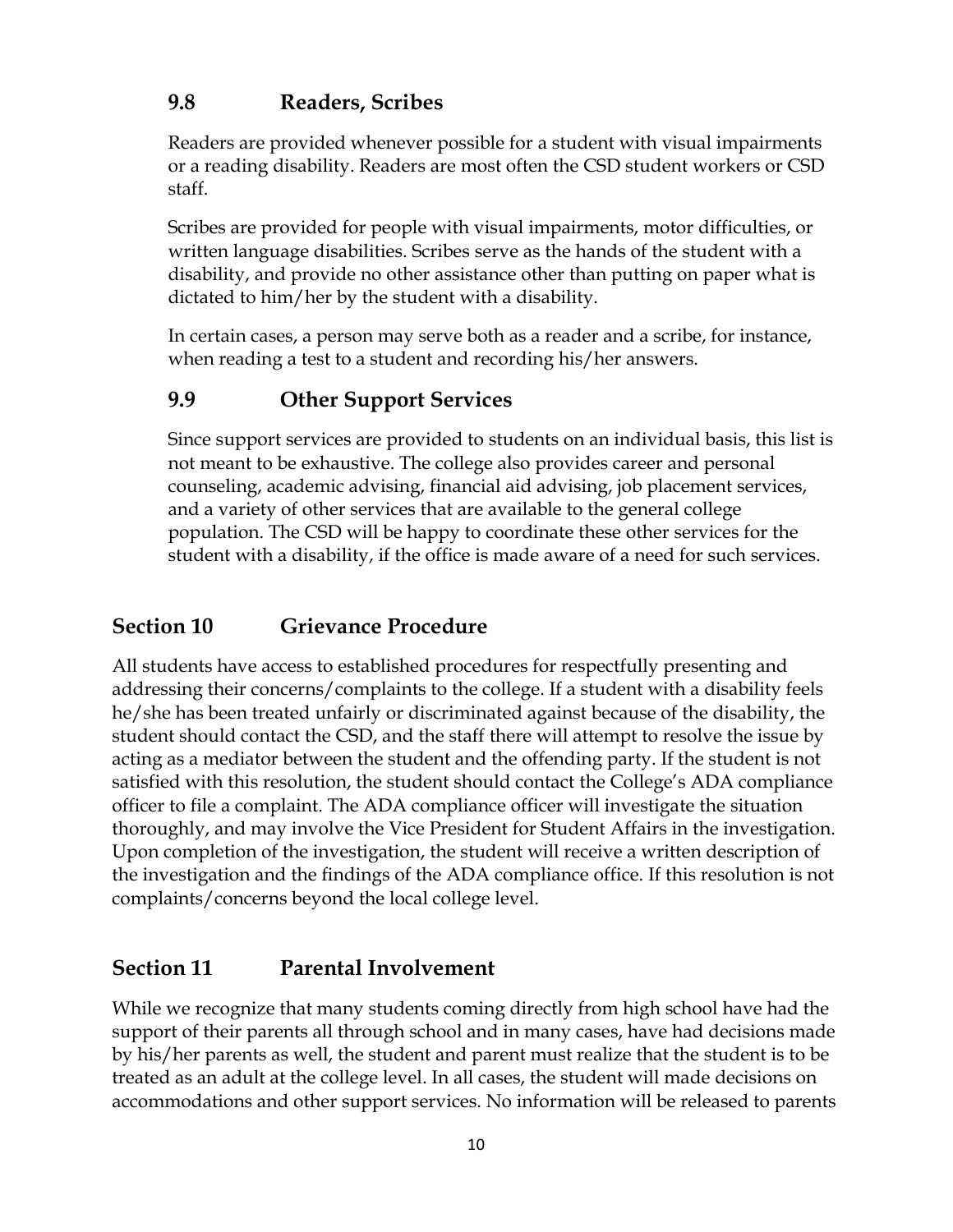### 9.8 Readers, Scribes

Readers are provided whenever possible for a student with visual impairments or a reading disability. Readers are most often the CSD student workers or CSD staff.

Scribes are provided for people with visual impairments, motor difficulties, or written language disabilities. Scribes serve as the hands of the student with a disability, and provide no other assistance other than putting on paper what is dictated to him/her by the student with a disability.

In certain cases, a person may serve both as a reader and a scribe, for instance, when reading a test to a student and recording his/her answers.

### 9.9 Other Support Services

Since support services are provided to students on an individual basis, this list is not meant to be exhaustive. The college also provides career and personal counseling, academic advising, financial aid advising, job placement services, and a variety of other services that are available to the general college population. The CSD will be happy to coordinate these other services for the student with a disability, if the office is made aware of a need for such services.

## Section 10 Grievance Procedure

All students have access to established procedures for respectfully presenting and addressing their concerns/complaints to the college. If a student with a disability feels he/she has been treated unfairly or discriminated against because of the disability, the student should contact the CSD, and the staff there will attempt to resolve the issue by acting as a mediator between the student and the offending party. If the student is not satisfied with this resolution, the student should contact the College's ADA compliance officer to file a complaint. The ADA compliance officer will investigate the situation thoroughly, and may involve the Vice President for Student Affairs in the investigation. Upon completion of the investigation, the student will receive a written description of the investigation and the findings of the ADA compliance office. If this resolution is not complaints/concerns beyond the local college level.

## Section 11 Parental Involvement

While we recognize that many students coming directly from high school have had the support of their parents all through school and in many cases, have had decisions made by his/her parents as well, the student and parent must realize that the student is to be treated as an adult at the college level. In all cases, the student will made decisions on accommodations and other support services. No information will be released to parents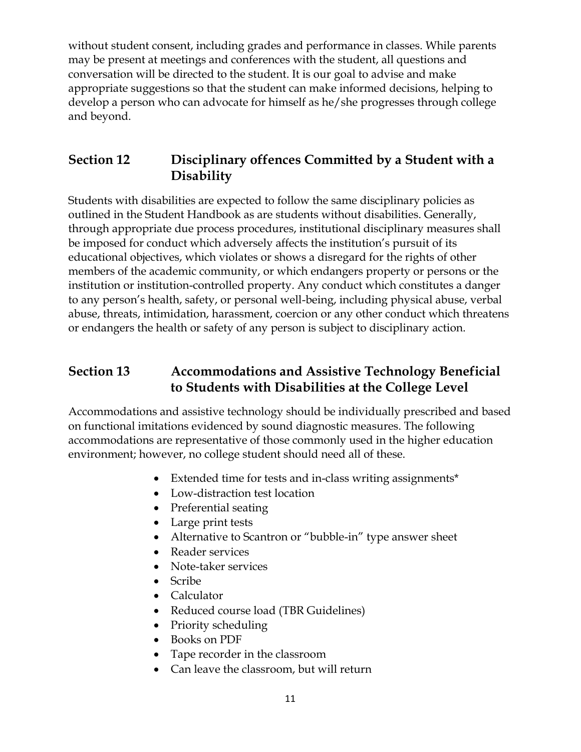without student consent, including grades and performance in classes. While parents may be present at meetings and conferences with the student, all questions and conversation will be directed to the student. It is our goal to advise and make appropriate suggestions so that the student can make informed decisions, helping to develop a person who can advocate for himself as he/she progresses through college and beyond.

## Section 12 Disciplinary offences Committed by a Student with a Disability

Students with disabilities are expected to follow the same disciplinary policies as outlined in the Student Handbook as are students without disabilities. Generally, through appropriate due process procedures, institutional disciplinary measures shall be imposed for conduct which adversely affects the institution's pursuit of its educational objectives, which violates or shows a disregard for the rights of other members of the academic community, or which endangers property or persons or the institution or institution-controlled property. Any conduct which constitutes a danger to any person's health, safety, or personal well-being, including physical abuse, verbal abuse, threats, intimidation, harassment, coercion or any other conduct which threatens or endangers the health or safety of any person is subject to disciplinary action.

## Section 13 Accommodations and Assistive Technology Beneficial to Students with Disabilities at the College Level

Accommodations and assistive technology should be individually prescribed and based on functional imitations evidenced by sound diagnostic measures. The following accommodations are representative of those commonly used in the higher education environment; however, no college student should need all of these.

- Extended time for tests and in-class writing assignments*
- Low-distraction test location
- Preferential seating
- Large print tests
- Alternative to Scantron or "bubble-in" type answer sheet
- Reader services
- Note-taker services
- Scribe
- Calculator
- Reduced course load (TBR Guidelines)
- Priority scheduling
- Books on PDF
- Tape recorder in the classroom
- Can leave the classroom, but will return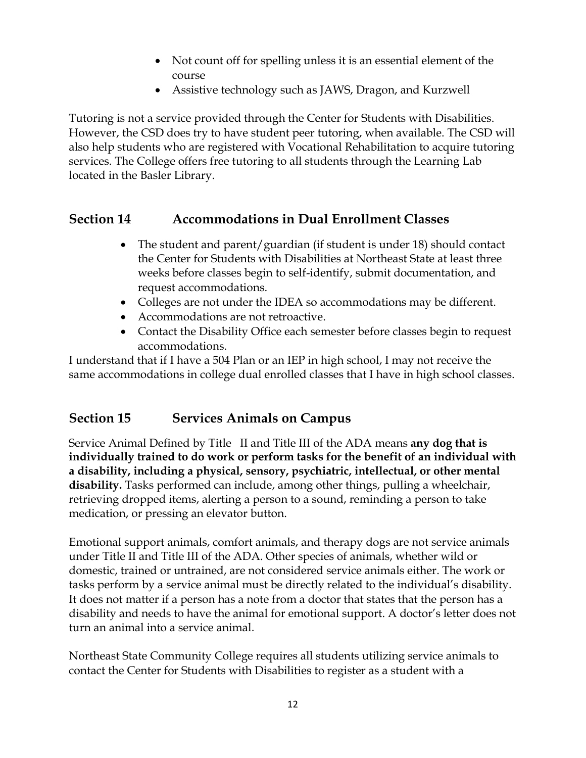- Not count off for spelling unless it is an essential element of the course
- Assistive technology such as JAWS, Dragon, and Kurzwell

Tutoring is not a service provided through the Center for Students with Disabilities. However, the CSD does try to have student peer tutoring, when available. The CSD will also help students who are registered with Vocational Rehabilitation to acquire tutoring services. The College offers free tutoring to all students through the Learning Lab located in the Basler Library.

## Section 14 Accommodations in Dual Enrollment Classes

- The student and parent/guardian (if student is under 18) should contact the Center for Students with Disabilities at Northeast State at least three weeks before classes begin to self-identify, submit documentation, and request accommodations.
- Colleges are not under the IDEA so accommodations may be different.
- Accommodations are not retroactive.
- Contact the Disability Office each semester before classes begin to request accommodations.

I understand that if I have a 504 Plan or an IEP in high school, I may not receive the same accommodations in college dual enrolled classes that I have in high school classes.

## Section 15 Services Animals on Campus

Service Animal Defined by Title II and Title III of the ADA means **any dog that is individually trained to do work or perform tasks for the benefit of an individual with a disability, including a physical, sensory, psychiatric, intellectual, or other mental disability.** Tasks performed can include, among other things, pulling a wheelchair, retrieving dropped items, alerting a person to a sound, reminding a person to take medication, or pressing an elevator button.

Emotional support animals, comfort animals, and therapy dogs are not service animals under Title II and Title III of the ADA. Other species of animals, whether wild or domestic, trained or untrained, are not considered service animals either. The work or tasks perform by a service animal must be directly related to the individual's disability. It does not matter if a person has a note from a doctor that states that the person has a disability and needs to have the animal for emotional support. A doctor's letter does not turn an animal into a service animal.

Northeast State Community College requires all students utilizing service animals to contact the Center for Students with Disabilities to register as a student with a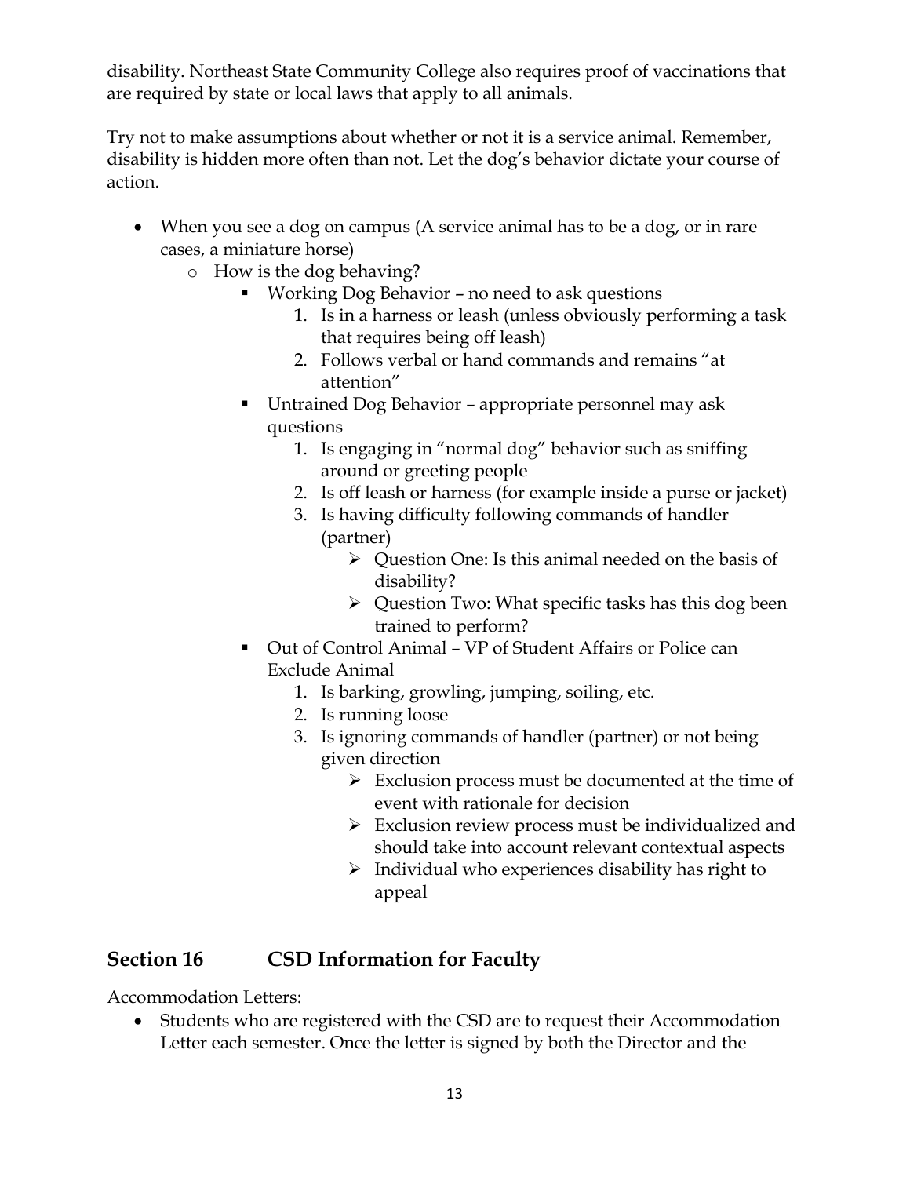disability. Northeast State Community College also requires proof of vaccinations that are required by state or local laws that apply to all animals.

Try not to make assumptions about whether or not it is a service animal. Remember, disability is hidden more often than not. Let the dog's behavior dictate your course of action.

- When you see a dog on campus (A service animal has to be a dog, or in rare cases, a miniature horse)
  - How is the dog behaving?
    - Working Dog Behavior – no need to ask questions
      1. Is in a harness or leash (unless obviously performing a task that requires being off leash)
      2. Follows verbal or hand commands and remains "at attention"
    - Untrained Dog Behavior – appropriate personnel may ask questions
      1. Is engaging in "normal dog" behavior such as sniffing around or greeting people
      2. Is off leash or harness (for example inside a purse or jacket)
      3. Is having difficulty following commands of handler (partner)
         - Question One: Is this animal needed on the basis of disability?
         - Question Two: What specific tasks has this dog been trained to perform?
    - Out of Control Animal – VP of Student Affairs or Police can Exclude Animal
      1. Is barking, growling, jumping, soiling, etc.
      2. Is running loose
      3. Is ignoring commands of handler (partner) or not being given direction
         - Exclusion process must be documented at the time of event with rationale for decision
         - Exclusion review process must be individualized and should take into account relevant contextual aspects
         - Individual who experiences disability has right to appeal

## Section 16 CSD Information for Faculty

Accommodation Letters:

- Students who are registered with the CSD are to request their Accommodation Letter each semester. Once the letter is signed by both the Director and the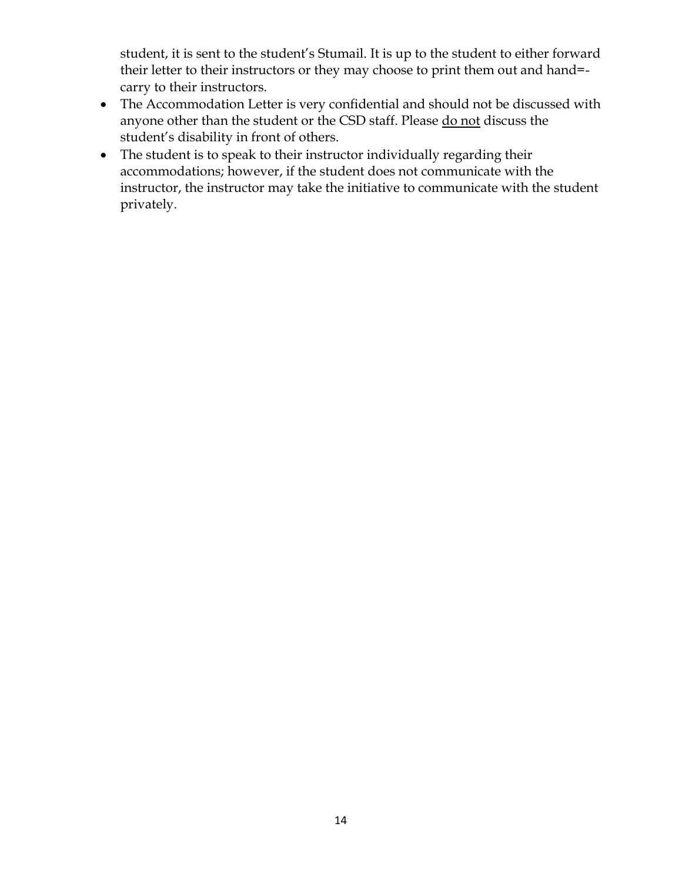student, it is sent to the student's Stumail. It is up to the student to either forward their letter to their instructors or they may choose to print them out and hand=-carry to their instructors.

- The Accommodation Letter is very confidential and should not be discussed with anyone other than the student or the CSD staff. Please <u>do not</u> discuss the student's disability in front of others.
- The student is to speak to their instructor individually regarding their accommodations; however, if the student does not communicate with the instructor, the instructor may take the initiative to communicate with the student privately.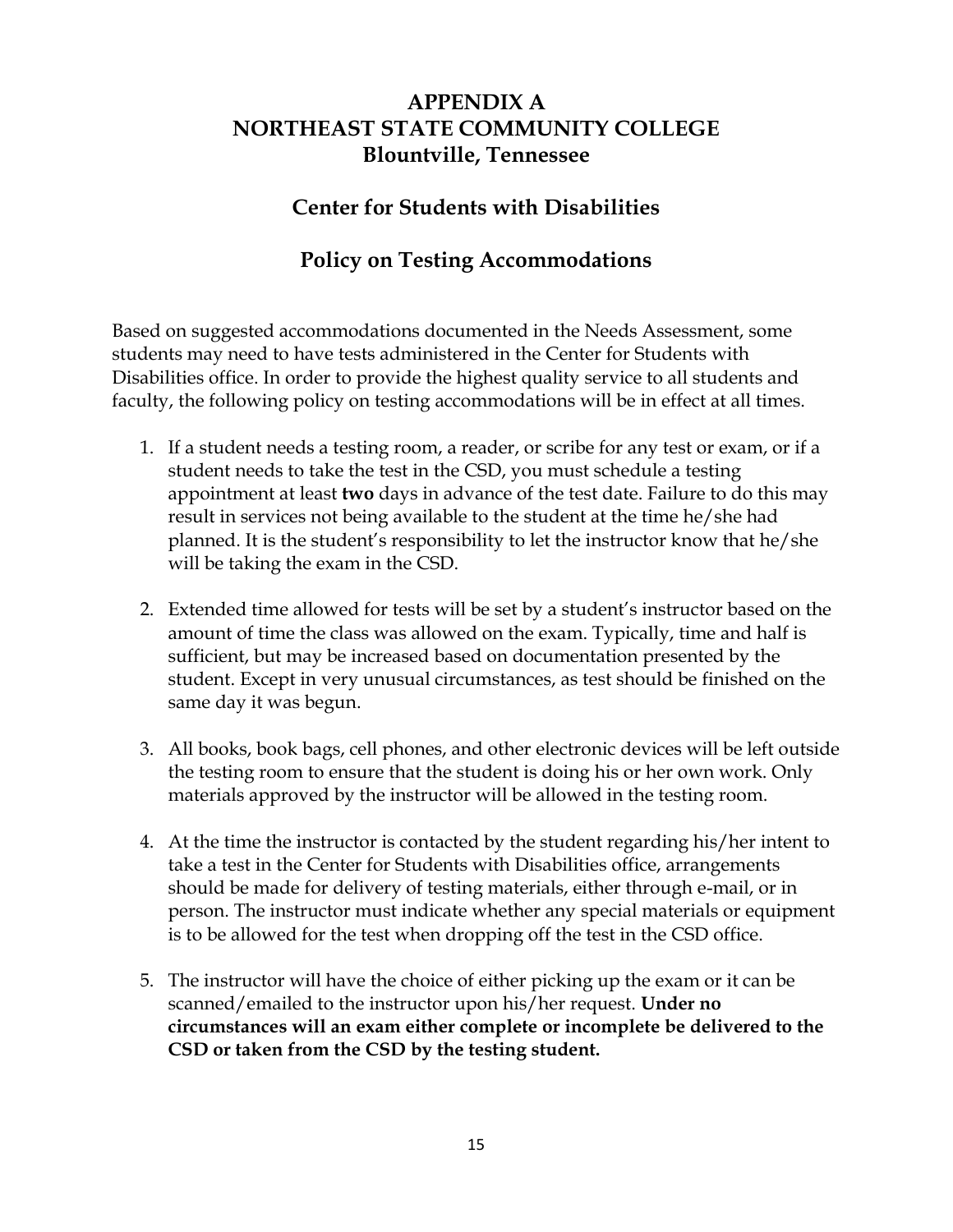# APPENDIX A
# NORTHEAST STATE COMMUNITY COLLEGE
## Blountville, Tennessee

## Center for Students with Disabilities

## Policy on Testing Accommodations

Based on suggested accommodations documented in the Needs Assessment, some students may need to have tests administered in the Center for Students with Disabilities office. In order to provide the highest quality service to all students and faculty, the following policy on testing accommodations will be in effect at all times.

1. If a student needs a testing room, a reader, or scribe for any test or exam, or if a student needs to take the test in the CSD, you must schedule a testing appointment at least **two** days in advance of the test date. Failure to do this may result in services not being available to the student at the time he/she had planned. It is the student's responsibility to let the instructor know that he/she will be taking the exam in the CSD.

2. Extended time allowed for tests will be set by a student's instructor based on the amount of time the class was allowed on the exam. Typically, time and half is sufficient, but may be increased based on documentation presented by the student. Except in very unusual circumstances, as test should be finished on the same day it was begun.

3. All books, book bags, cell phones, and other electronic devices will be left outside the testing room to ensure that the student is doing his or her own work. Only materials approved by the instructor will be allowed in the testing room.

4. At the time the instructor is contacted by the student regarding his/her intent to take a test in the Center for Students with Disabilities office, arrangements should be made for delivery of testing materials, either through e-mail, or in person. The instructor must indicate whether any special materials or equipment is to be allowed for the test when dropping off the test in the CSD office.

5. The instructor will have the choice of either picking up the exam or it can be scanned/emailed to the instructor upon his/her request. **Under no circumstances will an exam either complete or incomplete be delivered to the CSD or taken from the CSD by the testing student.**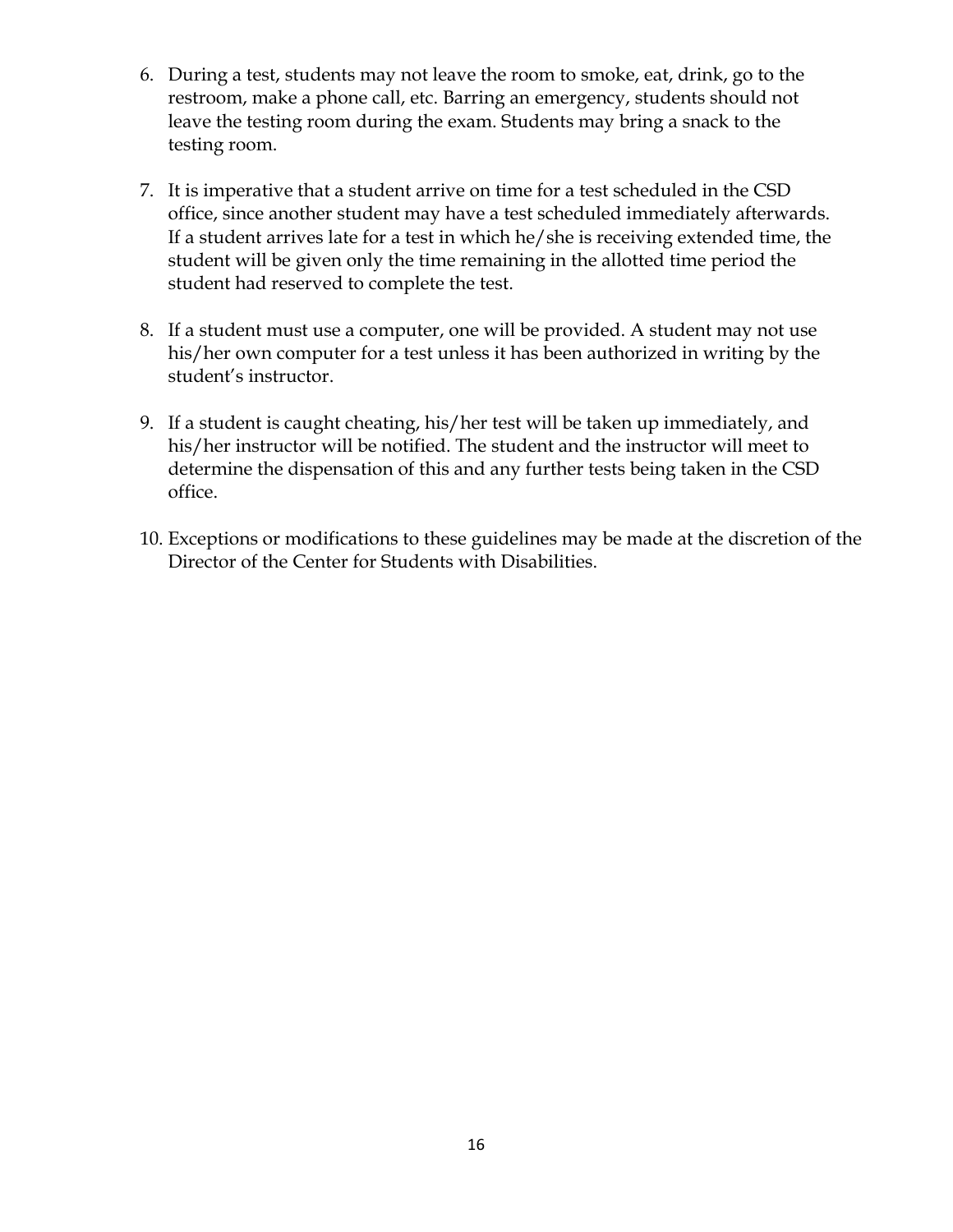6. During a test, students may not leave the room to smoke, eat, drink, go to the restroom, make a phone call, etc. Barring an emergency, students should not leave the testing room during the exam. Students may bring a snack to the testing room.

7. It is imperative that a student arrive on time for a test scheduled in the CSD office, since another student may have a test scheduled immediately afterwards. If a student arrives late for a test in which he/she is receiving extended time, the student will be given only the time remaining in the allotted time period the student had reserved to complete the test.

8. If a student must use a computer, one will be provided. A student may not use his/her own computer for a test unless it has been authorized in writing by the student's instructor.

9. If a student is caught cheating, his/her test will be taken up immediately, and his/her instructor will be notified. The student and the instructor will meet to determine the dispensation of this and any further tests being taken in the CSD office.

10. Exceptions or modifications to these guidelines may be made at the discretion of the Director of the Center for Students with Disabilities.